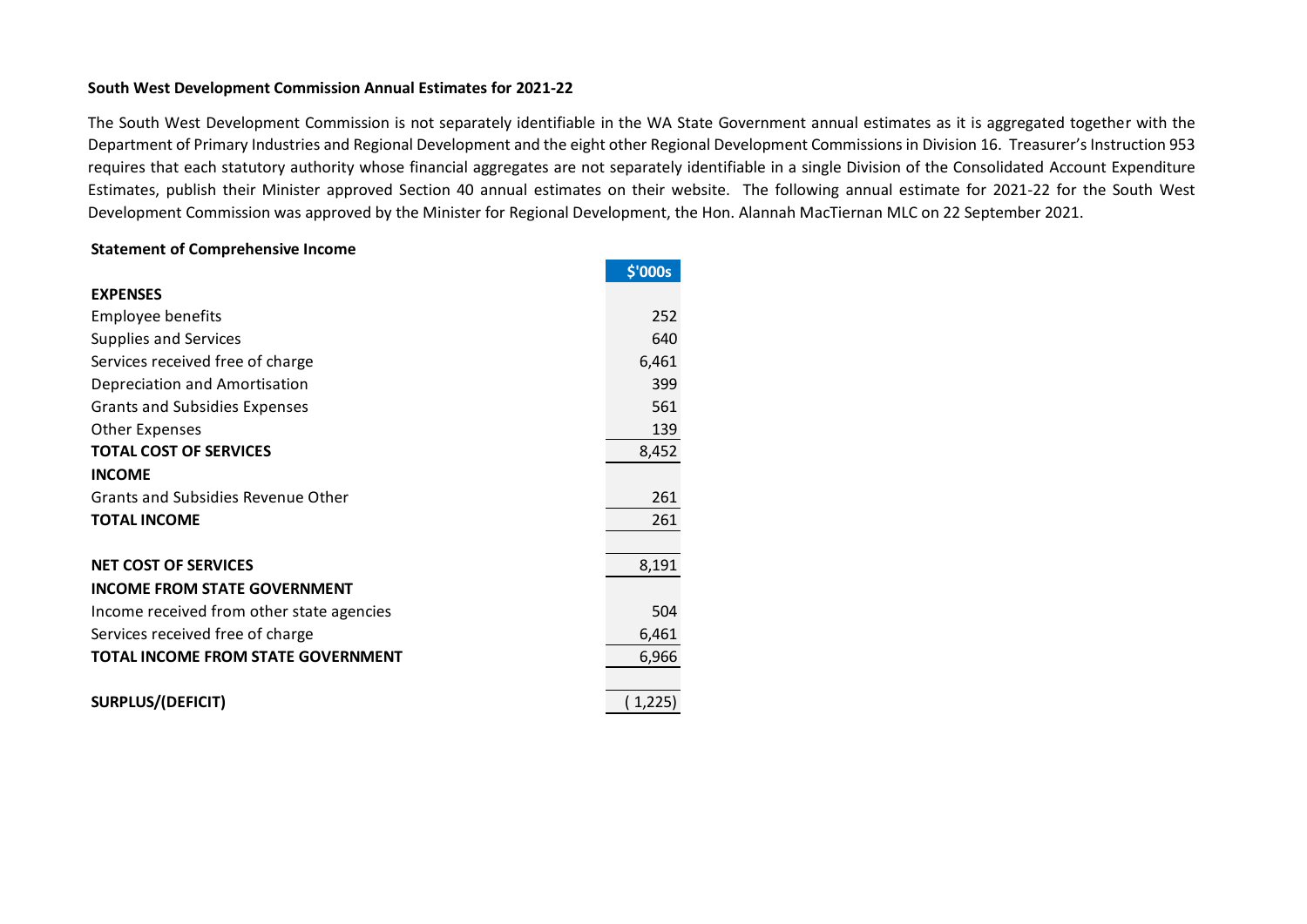**South West Development Commission Annual Estimates for 2021-22**

The South West Development Commission is not separately identifiable in the WA State Government annual estimates as it is aggregated together with the Department of Primary Industries and Regional Development and the eight other Regional Development Commissions in Division 16. Treasurer's Instruction 953 requires that each statutory authority whose financial aggregates are not separately identifiable in a single Division of the Consolidated Account Expenditure Estimates, publish their Minister approved Section 40 annual estimates on their website. The following annual estimate for 2021-22 for the South West Development Commission was approved by the Minister for Regional Development, the Hon. Alannah MacTiernan MLC on 22 September 2021.

**Statement of Comprehensive Income**

| | $'000s |
|---|---:|
| **EXPENSES** | |
| Employee benefits | 252 |
| Supplies and Services | 640 |
| Services received free of charge | 6,461 |
| Depreciation and Amortisation | 399 |
| Grants and Subsidies Expenses | 561 |
| Other Expenses | 139 |
| **TOTAL COST OF SERVICES** | 8,452 |
| **INCOME** | |
| Grants and Subsidies Revenue Other | 261 |
| **TOTAL INCOME** | 261 |
| | |
| **NET COST OF SERVICES** | 8,191 |
| **INCOME FROM STATE GOVERNMENT** | |
| Income received from other state agencies | 504 |
| Services received free of charge | 6,461 |
| **TOTAL INCOME FROM STATE GOVERNMENT** | 6,966 |
| | |
| **SURPLUS/(DEFICIT)** | ( 1,225) |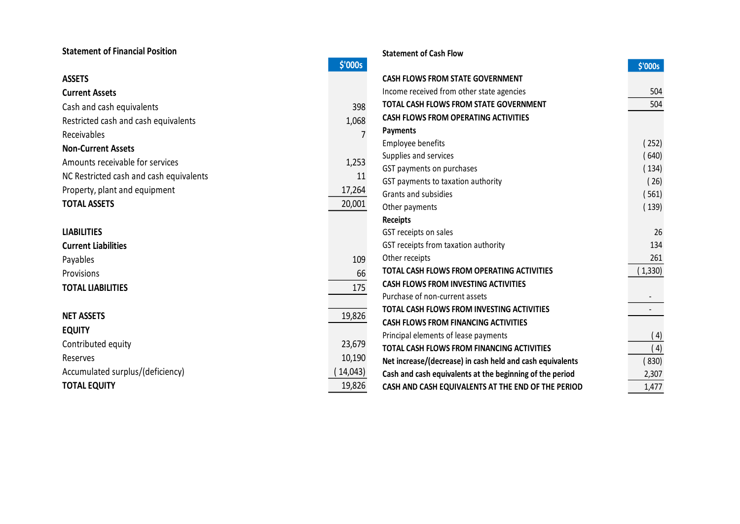## Statement of Financial Position

| | $'000s |
|---|---|
| **ASSETS** | |
| **Current Assets** | |
| Cash and cash equivalents | 398 |
| Restricted cash and cash equivalents | 1,068 |
| Receivables | 7 |
| **Non-Current Assets** | |
| Amounts receivable for services | 1,253 |
| NC Restricted cash and cash equivalents | 11 |
| Property, plant and equipment | 17,264 |
| **TOTAL ASSETS** | 20,001 |
| | |
| **LIABILITIES** | |
| **Current Liabilities** | |
| Payables | 109 |
| Provisions | 66 |
| **TOTAL LIABILITIES** | 175 |
| | |
| **NET ASSETS** | 19,826 |
| **EQUITY** | |
| Contributed equity | 23,679 |
| Reserves | 10,190 |
| Accumulated surplus/(deficiency) | ( 14,043) |
| **TOTAL EQUITY** | 19,826 |

## Statement of Cash Flow

| | $'000s |
|---|---|
| **CASH FLOWS FROM STATE GOVERNMENT** | |
| Income received from other state agencies | 504 |
| **TOTAL CASH FLOWS FROM STATE GOVERNMENT** | 504 |
| **CASH FLOWS FROM OPERATING ACTIVITIES** | |
| **Payments** | |
| Employee benefits | ( 252) |
| Supplies and services | ( 640) |
| GST payments on purchases | ( 134) |
| GST payments to taxation authority | ( 26) |
| Grants and subsidies | ( 561) |
| Other payments | ( 139) |
| **Receipts** | |
| GST receipts on sales | 26 |
| GST receipts from taxation authority | 134 |
| Other receipts | 261 |
| **TOTAL CASH FLOWS FROM OPERATING ACTIVITIES** | ( 1,330) |
| **CASH FLOWS FROM INVESTING ACTIVITIES** | |
| Purchase of non-current assets | - |
| **TOTAL CASH FLOWS FROM INVESTING ACTIVITIES** | - |
| **CASH FLOWS FROM FINANCING ACTIVITIES** | |
| Principal elements of lease payments | ( 4) |
| **TOTAL CASH FLOWS FROM FINANCING ACTIVITIES** | ( 4) |
| **Net increase/(decrease) in cash held and cash equivalents** | ( 830) |
| **Cash and cash equivalents at the beginning of the period** | 2,307 |
| **CASH AND CASH EQUIVALENTS AT THE END OF THE PERIOD** | 1,477 |